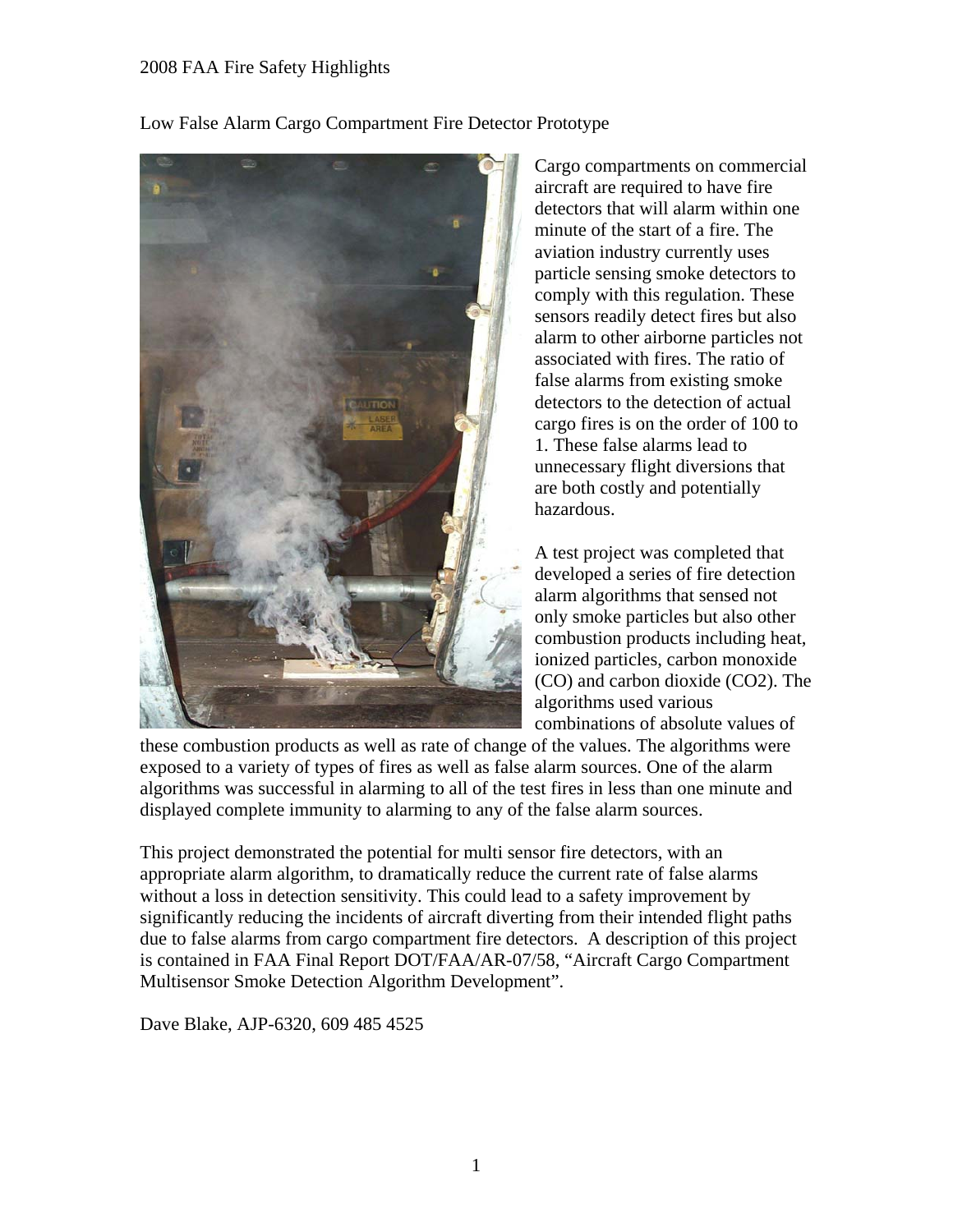# Low False Alarm Cargo Compartment Fire Detector Prototype

Cargo compartments on commercial aircraft are required to have fire detectors that will alarm within one minute of the start of a fire. The aviation industry currently uses particle sensing smoke detectors to comply with this regulation. These sensors readily detect fires but also alarm to other airborne particles not associated with fires. The ratio of false alarms from existing smoke detectors to the detection of actual cargo fires is on the order of 100 to 1. These false alarms lead to unnecessary flight diversions that are both costly and potentially hazardous.

A test project was completed that developed a series of fire detection alarm algorithms that sensed not only smoke particles but also other combustion products including heat, ionized particles, carbon monoxide (CO) and carbon dioxide ($CO_2$). The algorithms used various combinations of absolute values of these combustion products as well as rate of change of the values. The algorithms were exposed to a variety of types of fires as well as false alarm sources. One of the alarm algorithms was successful in alarming to all of the test fires in less than one minute and displayed complete immunity to alarming to any of the false alarm sources.

This project demonstrated the potential for multi sensor fire detectors, with an appropriate alarm algorithm, to dramatically reduce the current rate of false alarms without a loss in detection sensitivity. This could lead to a safety improvement by significantly reducing the incidents of aircraft diverting from their intended flight paths due to false alarms from cargo compartment fire detectors. A description of this project is contained in FAA Final Report DOT/FAA/AR-07/58, "Aircraft Cargo Compartment Multisensor Smoke Detection Algorithm Development".

Dave Blake, AJP-6320, 609 485 4525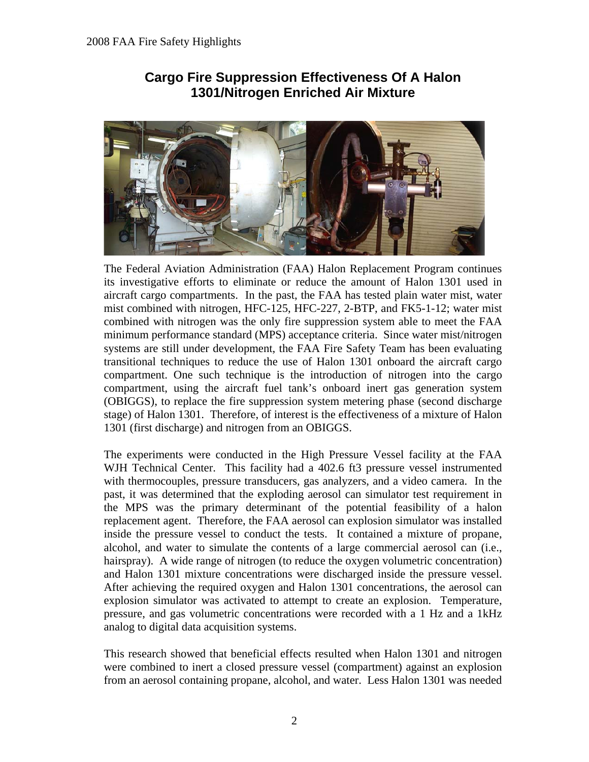## Cargo Fire Suppression Effectiveness Of A Halon 1301/Nitrogen Enriched Air Mixture

The Federal Aviation Administration (FAA) Halon Replacement Program continues its investigative efforts to eliminate or reduce the amount of Halon 1301 used in aircraft cargo compartments. In the past, the FAA has tested plain water mist, water mist combined with nitrogen, HFC-125, HFC-227, 2-BTP, and FK5-1-12; water mist combined with nitrogen was the only fire suppression system able to meet the FAA minimum performance standard (MPS) acceptance criteria. Since water mist/nitrogen systems are still under development, the FAA Fire Safety Team has been evaluating transitional techniques to reduce the use of Halon 1301 onboard the aircraft cargo compartment. One such technique is the introduction of nitrogen into the cargo compartment, using the aircraft fuel tank's onboard inert gas generation system (OBIGGS), to replace the fire suppression system metering phase (second discharge stage) of Halon 1301. Therefore, of interest is the effectiveness of a mixture of Halon 1301 (first discharge) and nitrogen from an OBIGGS.

The experiments were conducted in the High Pressure Vessel facility at the FAA WJH Technical Center. This facility had a 402.6 ft3 pressure vessel instrumented with thermocouples, pressure transducers, gas analyzers, and a video camera. In the past, it was determined that the exploding aerosol can simulator test requirement in the MPS was the primary determinant of the potential feasibility of a halon replacement agent. Therefore, the FAA aerosol can explosion simulator was installed inside the pressure vessel to conduct the tests. It contained a mixture of propane, alcohol, and water to simulate the contents of a large commercial aerosol can (i.e., hairspray). A wide range of nitrogen (to reduce the oxygen volumetric concentration) and Halon 1301 mixture concentrations were discharged inside the pressure vessel. After achieving the required oxygen and Halon 1301 concentrations, the aerosol can explosion simulator was activated to attempt to create an explosion. Temperature, pressure, and gas volumetric concentrations were recorded with a 1 Hz and a 1kHz analog to digital data acquisition systems.

This research showed that beneficial effects resulted when Halon 1301 and nitrogen were combined to inert a closed pressure vessel (compartment) against an explosion from an aerosol containing propane, alcohol, and water. Less Halon 1301 was needed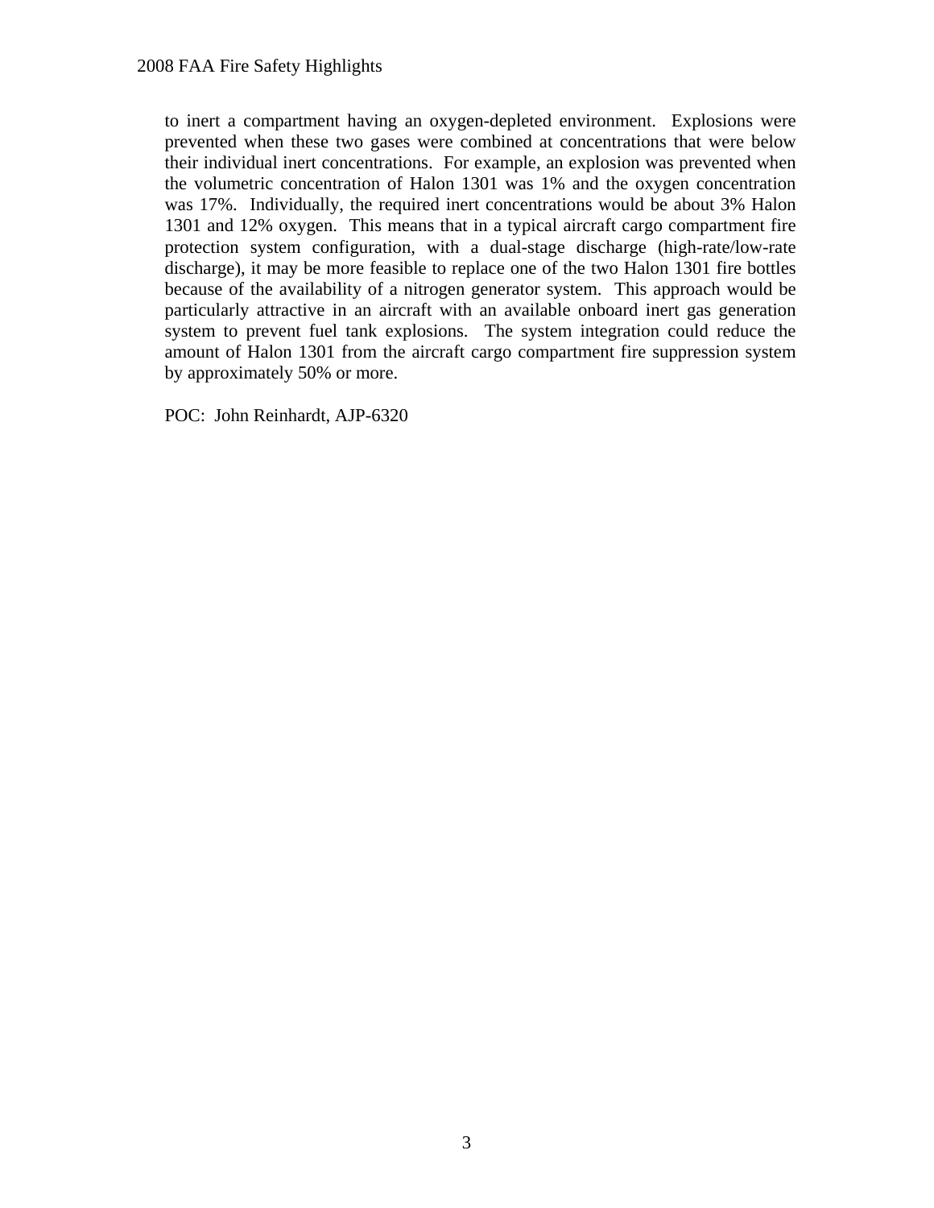to inert a compartment having an oxygen-depleted environment. Explosions were prevented when these two gases were combined at concentrations that were below their individual inert concentrations. For example, an explosion was prevented when the volumetric concentration of Halon 1301 was 1% and the oxygen concentration was 17%. Individually, the required inert concentrations would be about 3% Halon 1301 and 12% oxygen. This means that in a typical aircraft cargo compartment fire protection system configuration, with a dual-stage discharge (high-rate/low-rate discharge), it may be more feasible to replace one of the two Halon 1301 fire bottles because of the availability of a nitrogen generator system. This approach would be particularly attractive in an aircraft with an available onboard inert gas generation system to prevent fuel tank explosions. The system integration could reduce the amount of Halon 1301 from the aircraft cargo compartment fire suppression system by approximately 50% or more.

POC: John Reinhardt, AJP-6320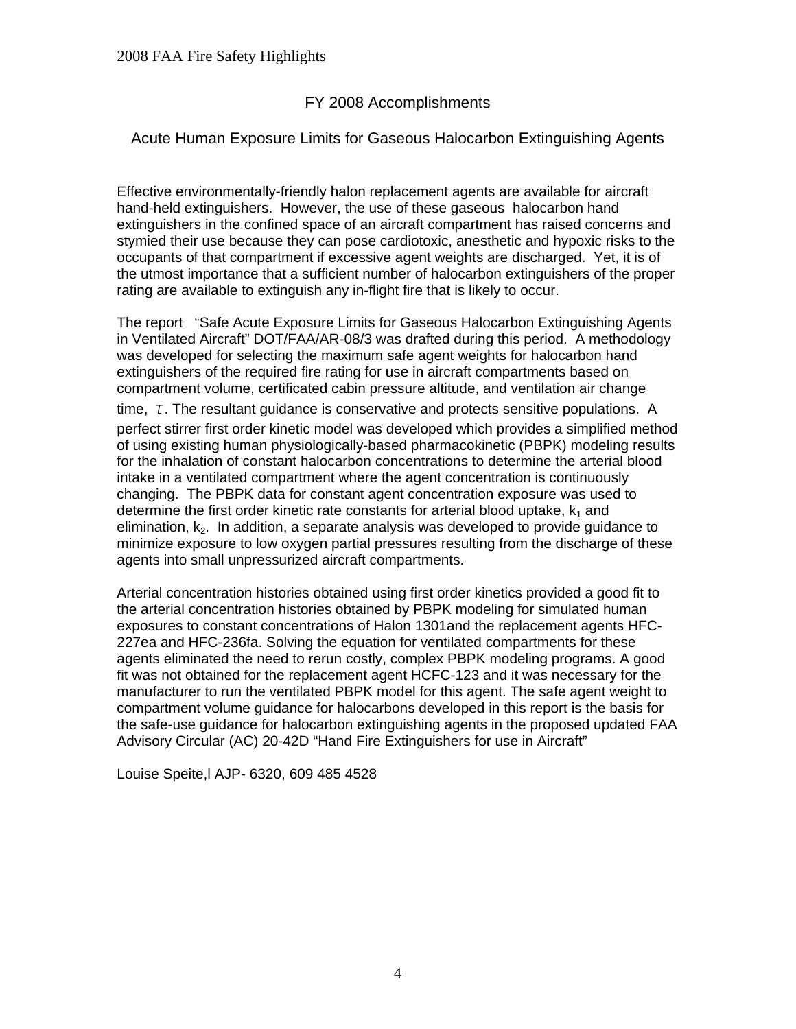## FY 2008 Accomplishments

### Acute Human Exposure Limits for Gaseous Halocarbon Extinguishing Agents

Effective environmentally-friendly halon replacement agents are available for aircraft hand-held extinguishers. However, the use of these gaseous halocarbon hand extinguishers in the confined space of an aircraft compartment has raised concerns and stymied their use because they can pose cardiotoxic, anesthetic and hypoxic risks to the occupants of that compartment if excessive agent weights are discharged. Yet, it is of the utmost importance that a sufficient number of halocarbon extinguishers of the proper rating are available to extinguish any in-flight fire that is likely to occur.

The report "Safe Acute Exposure Limits for Gaseous Halocarbon Extinguishing Agents in Ventilated Aircraft" DOT/FAA/AR-08/3 was drafted during this period. A methodology was developed for selecting the maximum safe agent weights for halocarbon hand extinguishers of the required fire rating for use in aircraft compartments based on compartment volume, certificated cabin pressure altitude, and ventilation air change time, $\tau$. The resultant guidance is conservative and protects sensitive populations. A perfect stirrer first order kinetic model was developed which provides a simplified method of using existing human physiologically-based pharmacokinetic (PBPK) modeling results for the inhalation of constant halocarbon concentrations to determine the arterial blood intake in a ventilated compartment where the agent concentration is continuously changing. The PBPK data for constant agent concentration exposure was used to determine the first order kinetic rate constants for arterial blood uptake, $k_1$ and elimination, $k_2$. In addition, a separate analysis was developed to provide guidance to minimize exposure to low oxygen partial pressures resulting from the discharge of these agents into small unpressurized aircraft compartments.

Arterial concentration histories obtained using first order kinetics provided a good fit to the arterial concentration histories obtained by PBPK modeling for simulated human exposures to constant concentrations of Halon 1301and the replacement agents HFC-227ea and HFC-236fa. Solving the equation for ventilated compartments for these agents eliminated the need to rerun costly, complex PBPK modeling programs. A good fit was not obtained for the replacement agent HCFC-123 and it was necessary for the manufacturer to run the ventilated PBPK model for this agent. The safe agent weight to compartment volume guidance for halocarbons developed in this report is the basis for the safe-use guidance for halocarbon extinguishing agents in the proposed updated FAA Advisory Circular (AC) 20-42D "Hand Fire Extinguishers for use in Aircraft"

Louise Speite,l AJP- 6320, 609 485 4528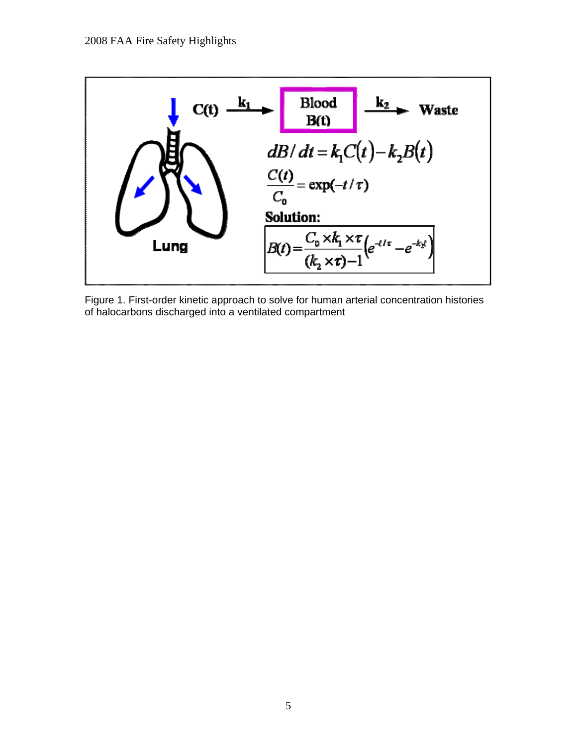$$dB/dt = k_1 C(t) - k_2 B(t)$$

$$\frac{C(t)}{C_0} = \exp(-t/\tau)$$

**Solution:**

$$B(t) = \frac{C_0 \times k_1 \times \tau}{(k_2 \times \tau) - 1}\left(e^{-t/\tau} - e^{-k_2 t}\right)$$

Figure 1. First-order kinetic approach to solve for human arterial concentration histories of halocarbons discharged into a ventilated compartment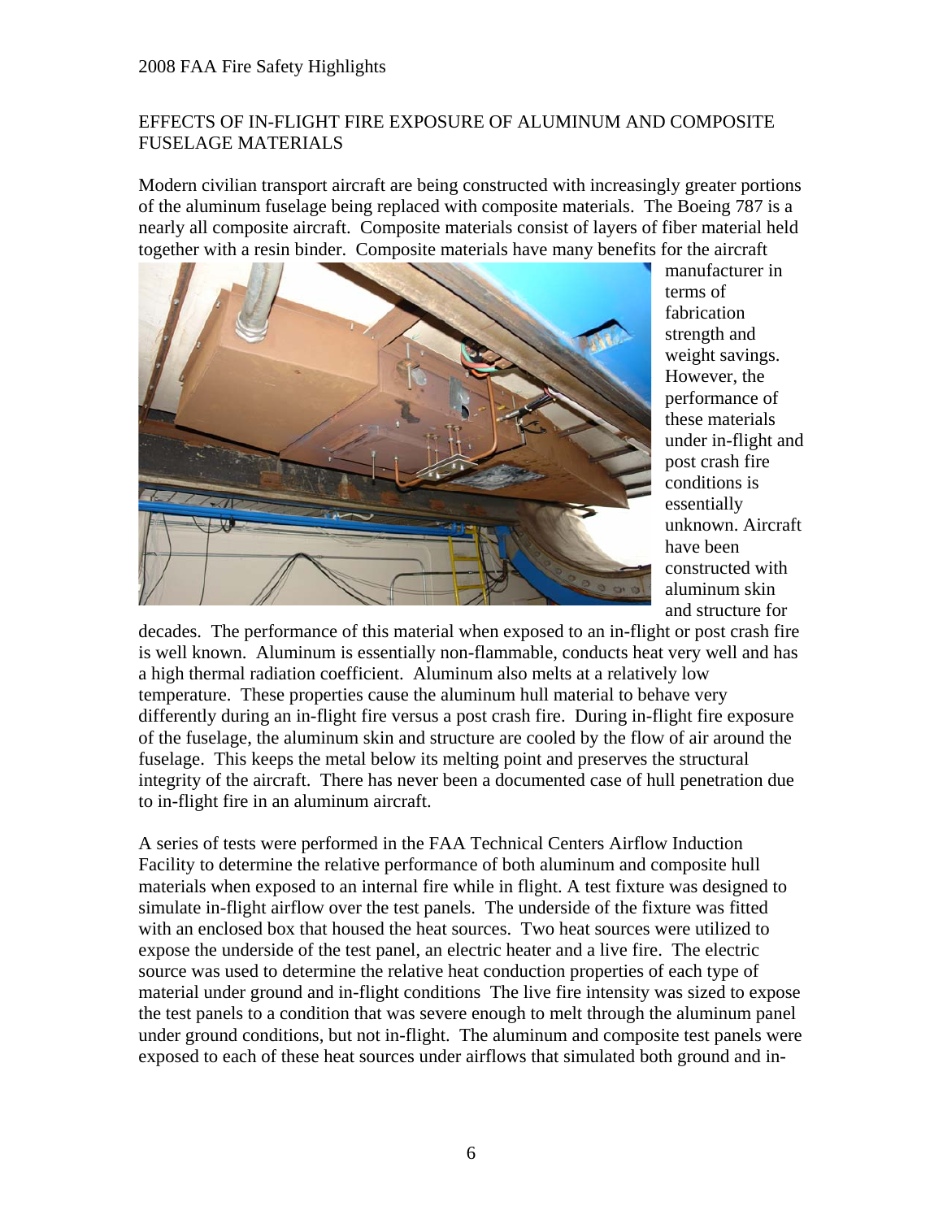## EFFECTS OF IN-FLIGHT FIRE EXPOSURE OF ALUMINUM AND COMPOSITE FUSELAGE MATERIALS

Modern civilian transport aircraft are being constructed with increasingly greater portions of the aluminum fuselage being replaced with composite materials. The Boeing 787 is a nearly all composite aircraft. Composite materials consist of layers of fiber material held together with a resin binder. Composite materials have many benefits for the aircraft manufacturer in terms of fabrication strength and weight savings. However, the performance of these materials under in-flight and post crash fire conditions is essentially unknown. Aircraft have been constructed with aluminum skin and structure for decades. The performance of this material when exposed to an in-flight or post crash fire is well known. Aluminum is essentially non-flammable, conducts heat very well and has a high thermal radiation coefficient. Aluminum also melts at a relatively low temperature. These properties cause the aluminum hull material to behave very differently during an in-flight fire versus a post crash fire. During in-flight fire exposure of the fuselage, the aluminum skin and structure are cooled by the flow of air around the fuselage. This keeps the metal below its melting point and preserves the structural integrity of the aircraft. There has never been a documented case of hull penetration due to in-flight fire in an aluminum aircraft.

A series of tests were performed in the FAA Technical Centers Airflow Induction Facility to determine the relative performance of both aluminum and composite hull materials when exposed to an internal fire while in flight. A test fixture was designed to simulate in-flight airflow over the test panels. The underside of the fixture was fitted with an enclosed box that housed the heat sources. Two heat sources were utilized to expose the underside of the test panel, an electric heater and a live fire. The electric source was used to determine the relative heat conduction properties of each type of material under ground and in-flight conditions The live fire intensity was sized to expose the test panels to a condition that was severe enough to melt through the aluminum panel under ground conditions, but not in-flight. The aluminum and composite test panels were exposed to each of these heat sources under airflows that simulated both ground and in-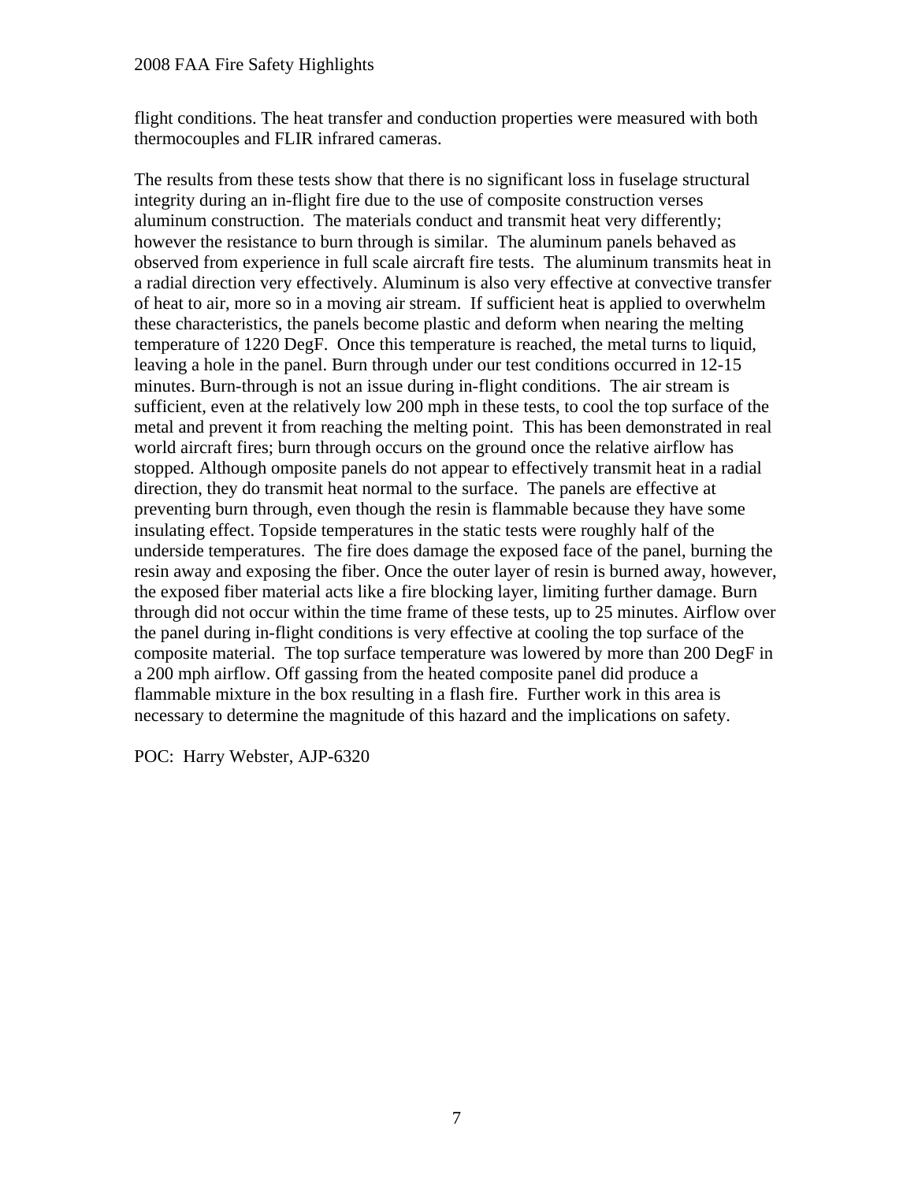flight conditions. The heat transfer and conduction properties were measured with both thermocouples and FLIR infrared cameras.

The results from these tests show that there is no significant loss in fuselage structural integrity during an in-flight fire due to the use of composite construction verses aluminum construction. The materials conduct and transmit heat very differently; however the resistance to burn through is similar. The aluminum panels behaved as observed from experience in full scale aircraft fire tests. The aluminum transmits heat in a radial direction very effectively. Aluminum is also very effective at convective transfer of heat to air, more so in a moving air stream. If sufficient heat is applied to overwhelm these characteristics, the panels become plastic and deform when nearing the melting temperature of 1220 DegF. Once this temperature is reached, the metal turns to liquid, leaving a hole in the panel. Burn through under our test conditions occurred in 12-15 minutes. Burn-through is not an issue during in-flight conditions. The air stream is sufficient, even at the relatively low 200 mph in these tests, to cool the top surface of the metal and prevent it from reaching the melting point. This has been demonstrated in real world aircraft fires; burn through occurs on the ground once the relative airflow has stopped. Although omposite panels do not appear to effectively transmit heat in a radial direction, they do transmit heat normal to the surface. The panels are effective at preventing burn through, even though the resin is flammable because they have some insulating effect. Topside temperatures in the static tests were roughly half of the underside temperatures. The fire does damage the exposed face of the panel, burning the resin away and exposing the fiber. Once the outer layer of resin is burned away, however, the exposed fiber material acts like a fire blocking layer, limiting further damage. Burn through did not occur within the time frame of these tests, up to 25 minutes. Airflow over the panel during in-flight conditions is very effective at cooling the top surface of the composite material. The top surface temperature was lowered by more than 200 DegF in a 200 mph airflow. Off gassing from the heated composite panel did produce a flammable mixture in the box resulting in a flash fire. Further work in this area is necessary to determine the magnitude of this hazard and the implications on safety.

POC: Harry Webster, AJP-6320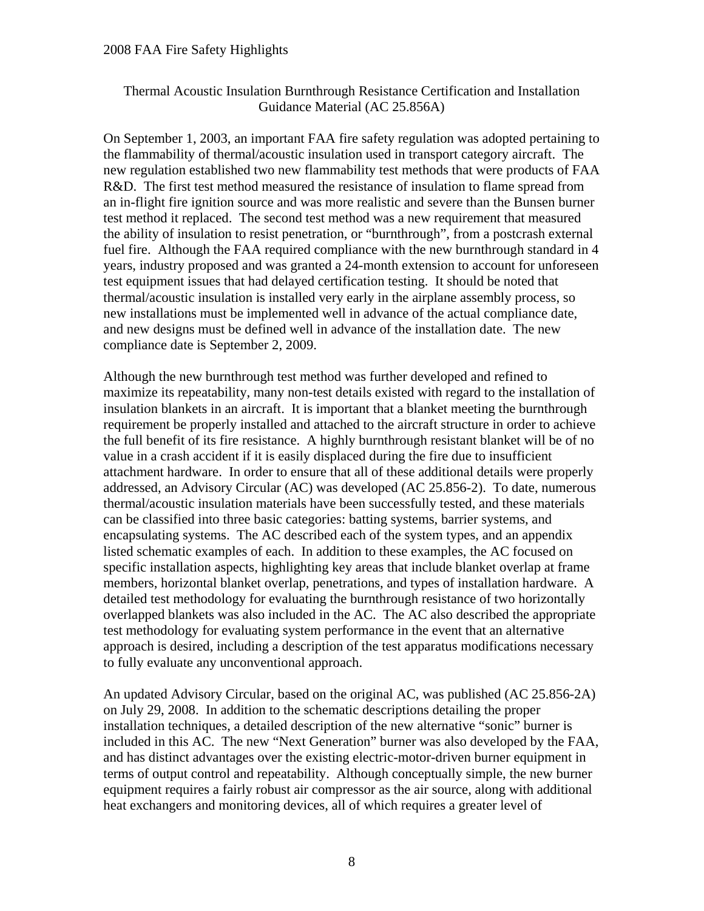## Thermal Acoustic Insulation Burnthrough Resistance Certification and Installation Guidance Material (AC 25.856A)

On September 1, 2003, an important FAA fire safety regulation was adopted pertaining to the flammability of thermal/acoustic insulation used in transport category aircraft. The new regulation established two new flammability test methods that were products of FAA R&D. The first test method measured the resistance of insulation to flame spread from an in-flight fire ignition source and was more realistic and severe than the Bunsen burner test method it replaced. The second test method was a new requirement that measured the ability of insulation to resist penetration, or "burnthrough", from a postcrash external fuel fire. Although the FAA required compliance with the new burnthrough standard in 4 years, industry proposed and was granted a 24-month extension to account for unforeseen test equipment issues that had delayed certification testing. It should be noted that thermal/acoustic insulation is installed very early in the airplane assembly process, so new installations must be implemented well in advance of the actual compliance date, and new designs must be defined well in advance of the installation date. The new compliance date is September 2, 2009.

Although the new burnthrough test method was further developed and refined to maximize its repeatability, many non-test details existed with regard to the installation of insulation blankets in an aircraft. It is important that a blanket meeting the burnthrough requirement be properly installed and attached to the aircraft structure in order to achieve the full benefit of its fire resistance. A highly burnthrough resistant blanket will be of no value in a crash accident if it is easily displaced during the fire due to insufficient attachment hardware. In order to ensure that all of these additional details were properly addressed, an Advisory Circular (AC) was developed (AC 25.856-2). To date, numerous thermal/acoustic insulation materials have been successfully tested, and these materials can be classified into three basic categories: batting systems, barrier systems, and encapsulating systems. The AC described each of the system types, and an appendix listed schematic examples of each. In addition to these examples, the AC focused on specific installation aspects, highlighting key areas that include blanket overlap at frame members, horizontal blanket overlap, penetrations, and types of installation hardware. A detailed test methodology for evaluating the burnthrough resistance of two horizontally overlapped blankets was also included in the AC. The AC also described the appropriate test methodology for evaluating system performance in the event that an alternative approach is desired, including a description of the test apparatus modifications necessary to fully evaluate any unconventional approach.

An updated Advisory Circular, based on the original AC, was published (AC 25.856-2A) on July 29, 2008. In addition to the schematic descriptions detailing the proper installation techniques, a detailed description of the new alternative "sonic" burner is included in this AC. The new "Next Generation" burner was also developed by the FAA, and has distinct advantages over the existing electric-motor-driven burner equipment in terms of output control and repeatability. Although conceptually simple, the new burner equipment requires a fairly robust air compressor as the air source, along with additional heat exchangers and monitoring devices, all of which requires a greater level of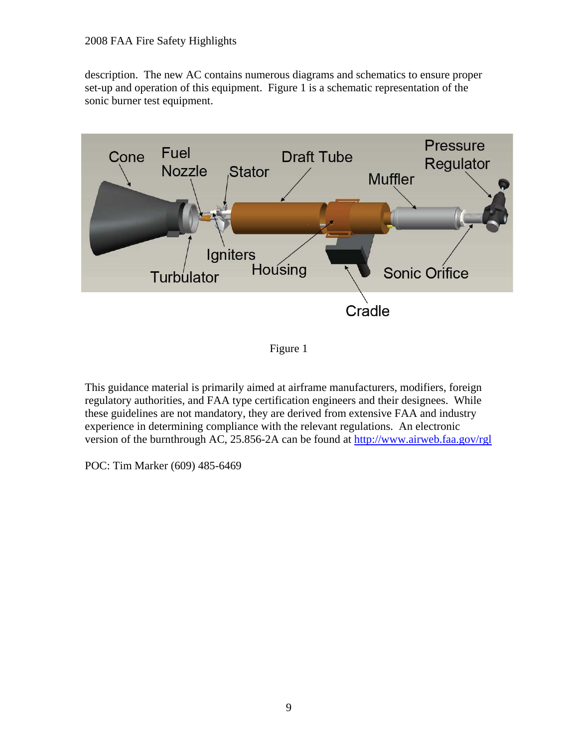description. The new AC contains numerous diagrams and schematics to ensure proper set-up and operation of this equipment. Figure 1 is a schematic representation of the sonic burner test equipment.

Figure 1

This guidance material is primarily aimed at airframe manufacturers, modifiers, foreign regulatory authorities, and FAA type certification engineers and their designees. While these guidelines are not mandatory, they are derived from extensive FAA and industry experience in determining compliance with the relevant regulations. An electronic version of the burnthrough AC, 25.856-2A can be found at [http://www.airweb.faa.gov/rgl](http://www.airweb.faa.gov/rgl)

POC: Tim Marker (609) 485-6469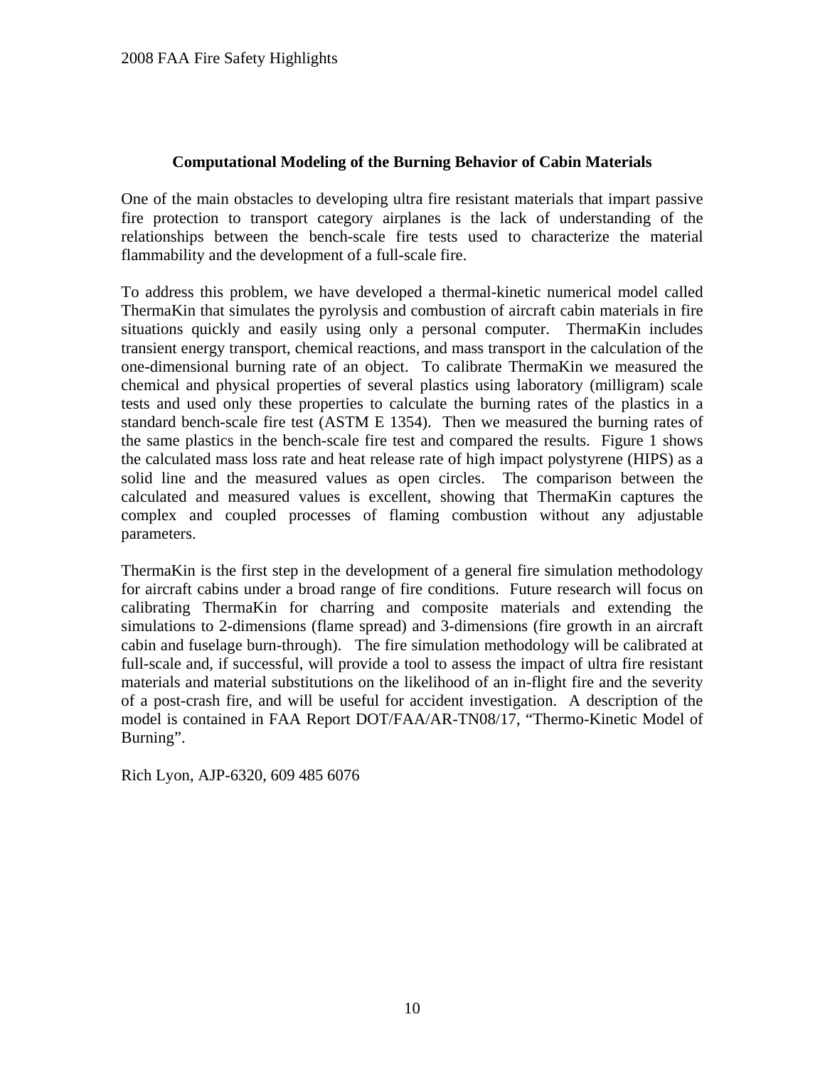## Computational Modeling of the Burning Behavior of Cabin Materials

One of the main obstacles to developing ultra fire resistant materials that impart passive fire protection to transport category airplanes is the lack of understanding of the relationships between the bench-scale fire tests used to characterize the material flammability and the development of a full-scale fire.

To address this problem, we have developed a thermal-kinetic numerical model called ThermaKin that simulates the pyrolysis and combustion of aircraft cabin materials in fire situations quickly and easily using only a personal computer. ThermaKin includes transient energy transport, chemical reactions, and mass transport in the calculation of the one-dimensional burning rate of an object. To calibrate ThermaKin we measured the chemical and physical properties of several plastics using laboratory (milligram) scale tests and used only these properties to calculate the burning rates of the plastics in a standard bench-scale fire test (ASTM E 1354). Then we measured the burning rates of the same plastics in the bench-scale fire test and compared the results. Figure 1 shows the calculated mass loss rate and heat release rate of high impact polystyrene (HIPS) as a solid line and the measured values as open circles. The comparison between the calculated and measured values is excellent, showing that ThermaKin captures the complex and coupled processes of flaming combustion without any adjustable parameters.

ThermaKin is the first step in the development of a general fire simulation methodology for aircraft cabins under a broad range of fire conditions. Future research will focus on calibrating ThermaKin for charring and composite materials and extending the simulations to 2-dimensions (flame spread) and 3-dimensions (fire growth in an aircraft cabin and fuselage burn-through). The fire simulation methodology will be calibrated at full-scale and, if successful, will provide a tool to assess the impact of ultra fire resistant materials and material substitutions on the likelihood of an in-flight fire and the severity of a post-crash fire, and will be useful for accident investigation. A description of the model is contained in FAA Report DOT/FAA/AR-TN08/17, "Thermo-Kinetic Model of Burning".

Rich Lyon, AJP-6320, 609 485 6076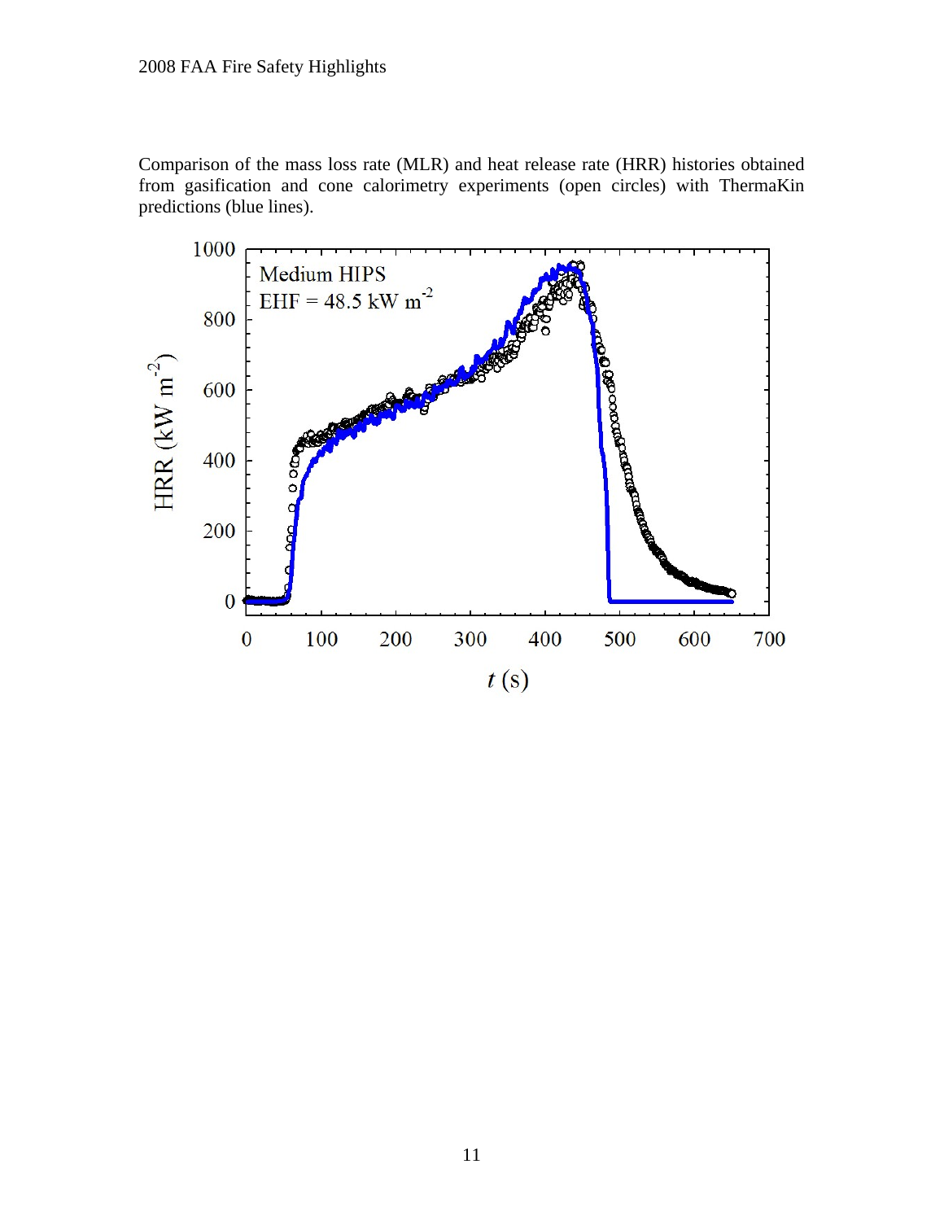Comparison of the mass loss rate (MLR) and heat release rate (HRR) histories obtained from gasification and cone calorimetry experiments (open circles) with ThermaKin predictions (blue lines).

Medium HIPS

EHF = 48.5 kW m$^{-2}$

HRR (kW m$^{-2}$)

1000
800
600
400
200
0

0 100 200 300 400 500 600 700

$t$ (s)